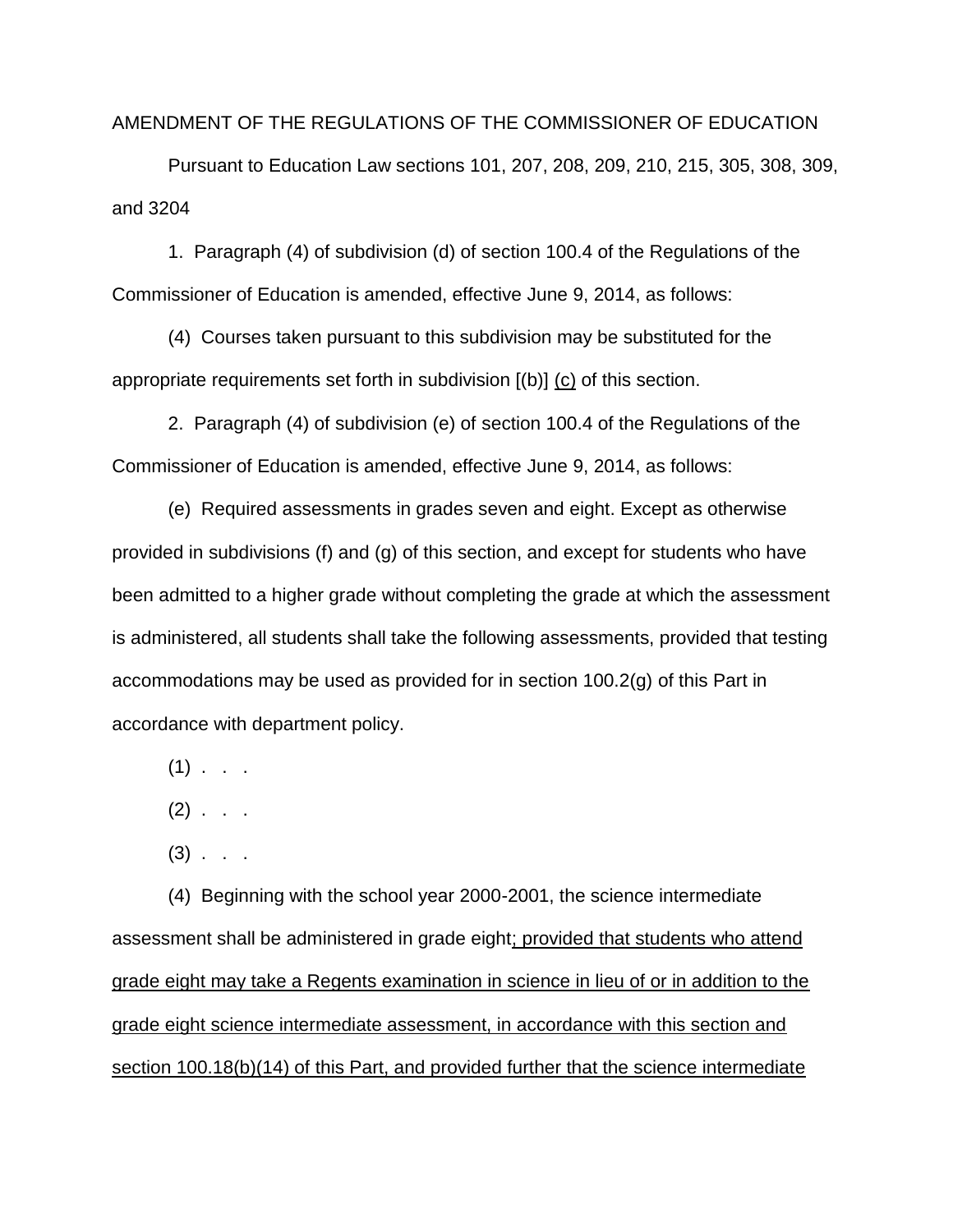AMENDMENT OF THE REGULATIONS OF THE COMMISSIONER OF EDUCATION

Pursuant to Education Law sections 101, 207, 208, 209, 210, 215, 305, 308, 309, and 3204

1. Paragraph (4) of subdivision (d) of section 100.4 of the Regulations of the Commissioner of Education is amended, effective June 9, 2014, as follows:

(4) Courses taken pursuant to this subdivision may be substituted for the appropriate requirements set forth in subdivision [(b)] <u>(c)</u> of this section.

2. Paragraph (4) of subdivision (e) of section 100.4 of the Regulations of the Commissioner of Education is amended, effective June 9, 2014, as follows:

(e) Required assessments in grades seven and eight. Except as otherwise provided in subdivisions (f) and (g) of this section, and except for students who have been admitted to a higher grade without completing the grade at which the assessment is administered, all students shall take the following assessments, provided that testing accommodations may be used as provided for in section 100.2(g) of this Part in accordance with department policy.

(1) . . .

(2) . . .

(3) . . .

(4) Beginning with the school year 2000-2001, the science intermediate assessment shall be administered in grade eight<u>; provided that students who attend grade eight may take a Regents examination in science in lieu of or in addition to the grade eight science intermediate assessment, in accordance with this section and section 100.18(b)(14) of this Part, and provided further that the science intermediate</u>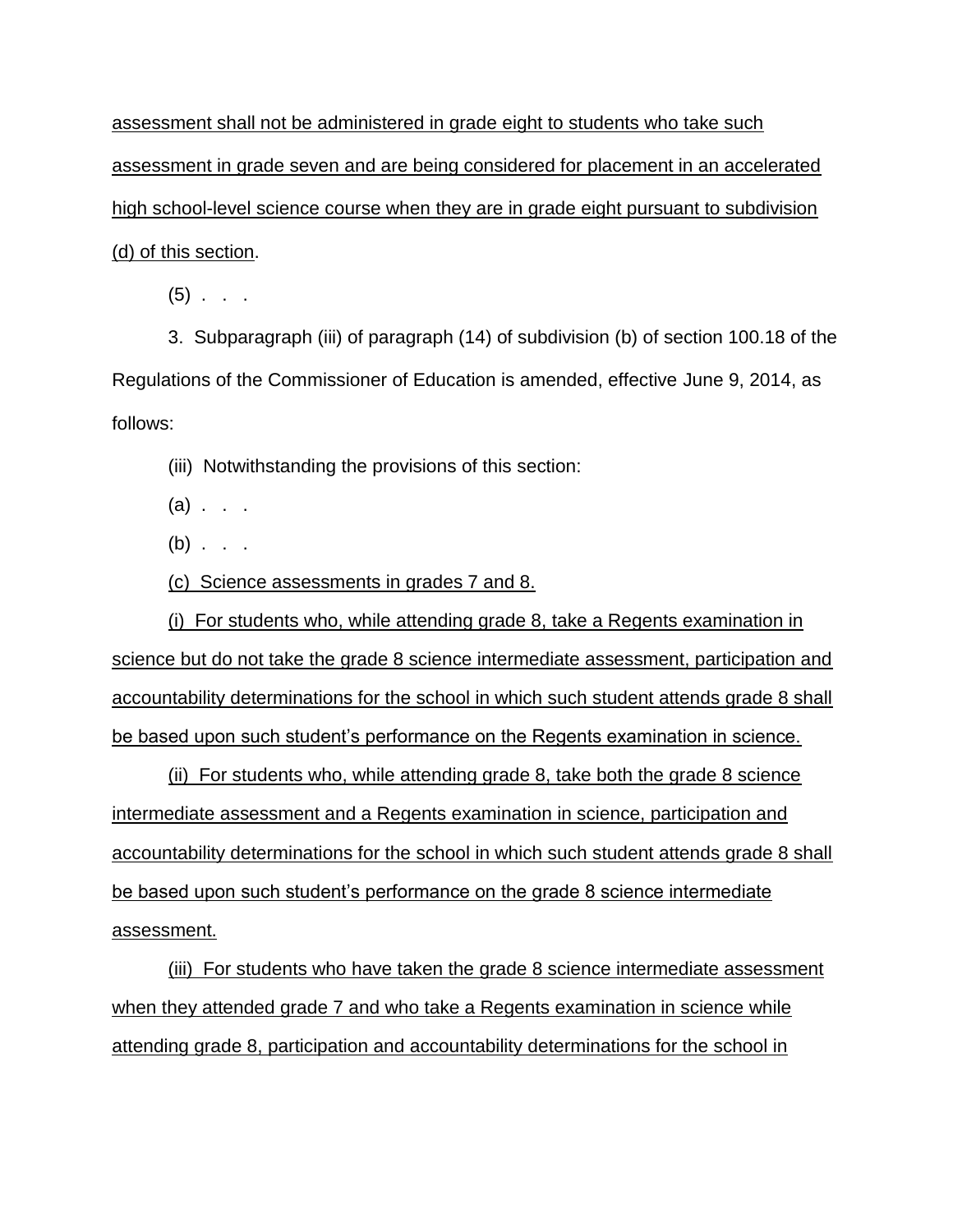assessment shall not be administered in grade eight to students who take such assessment in grade seven and are being considered for placement in an accelerated high school-level science course when they are in grade eight pursuant to subdivision (d) of this section.

(5) . . .

3. Subparagraph (iii) of paragraph (14) of subdivision (b) of section 100.18 of the Regulations of the Commissioner of Education is amended, effective June 9, 2014, as follows:

(iii) Notwithstanding the provisions of this section:

(a) . . .

(b) . . .

(c) Science assessments in grades 7 and 8.

(i) For students who, while attending grade 8, take a Regents examination in science but do not take the grade 8 science intermediate assessment, participation and accountability determinations for the school in which such student attends grade 8 shall be based upon such student's performance on the Regents examination in science.

(ii) For students who, while attending grade 8, take both the grade 8 science intermediate assessment and a Regents examination in science, participation and accountability determinations for the school in which such student attends grade 8 shall be based upon such student's performance on the grade 8 science intermediate assessment.

(iii) For students who have taken the grade 8 science intermediate assessment when they attended grade 7 and who take a Regents examination in science while attending grade 8, participation and accountability determinations for the school in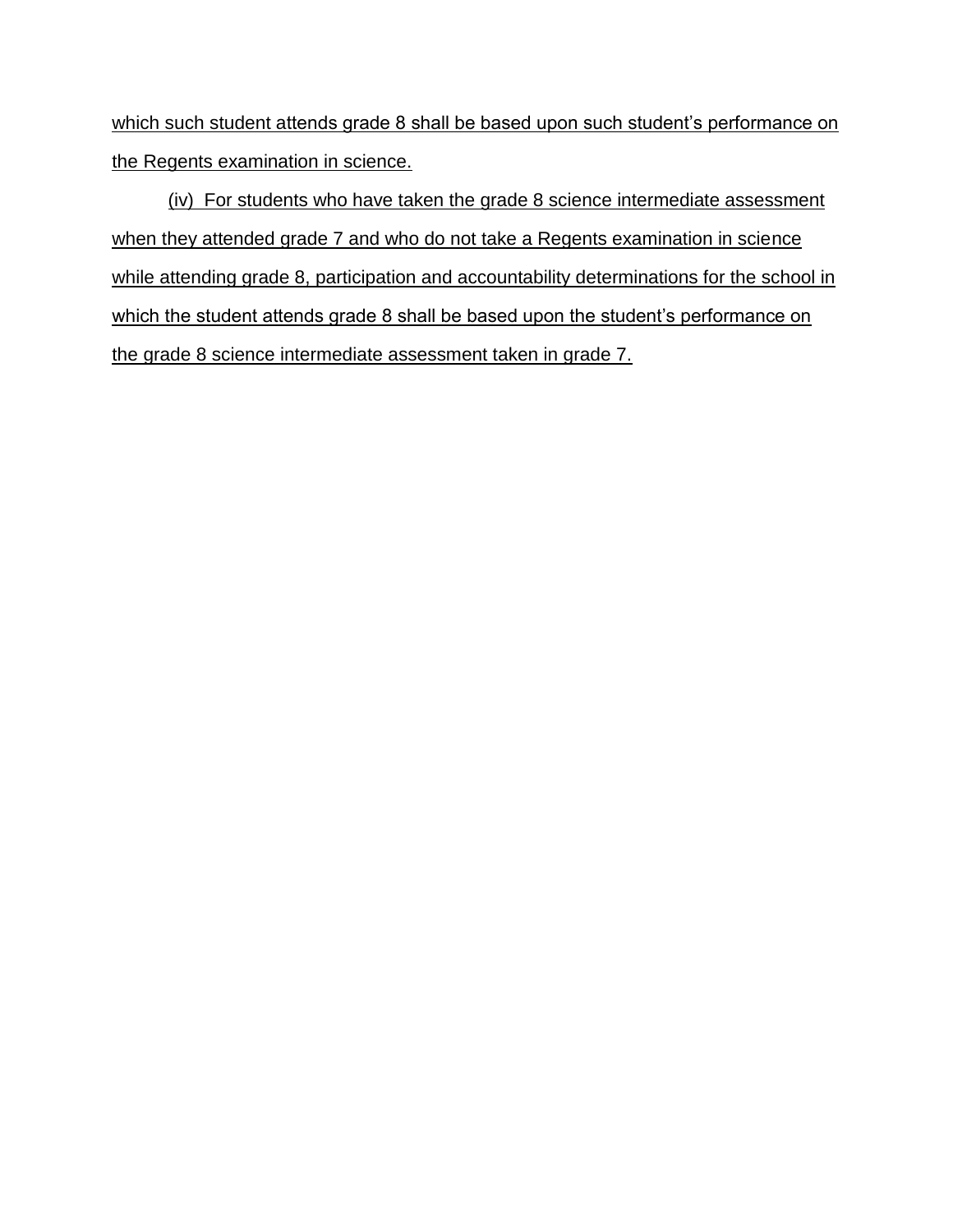which such student attends grade 8 shall be based upon such student's performance on the Regents examination in science.

(iv) For students who have taken the grade 8 science intermediate assessment when they attended grade 7 and who do not take a Regents examination in science while attending grade 8, participation and accountability determinations for the school in which the student attends grade 8 shall be based upon the student's performance on the grade 8 science intermediate assessment taken in grade 7.